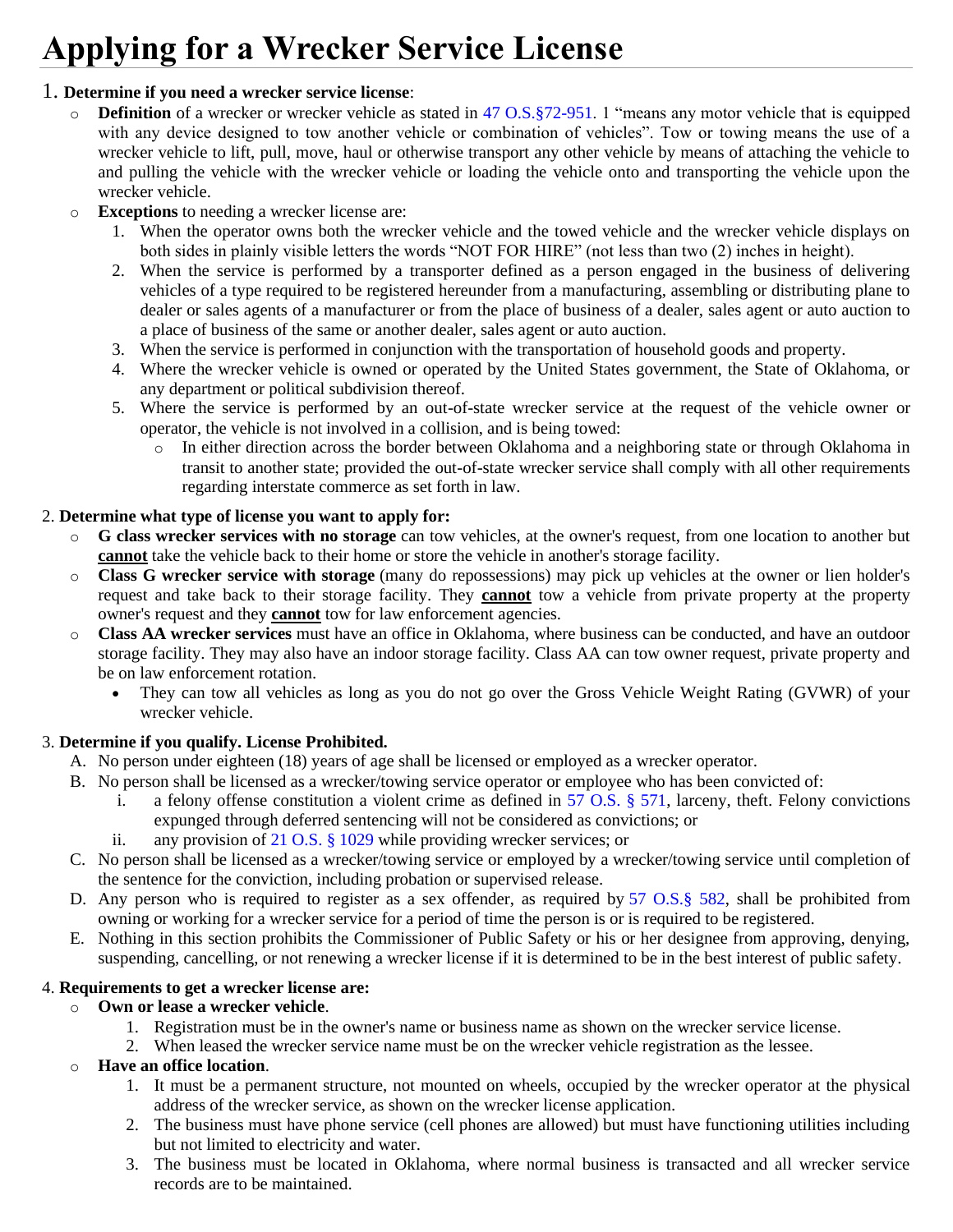# Applying for a Wrecker Service License

1. **Determine if you need a wrecker service license**:
   - **Definition** of a wrecker or wrecker vehicle as stated in 47 O.S.§72-951. 1 "means any motor vehicle that is equipped with any device designed to tow another vehicle or combination of vehicles". Tow or towing means the use of a wrecker vehicle to lift, pull, move, haul or otherwise transport any other vehicle by means of attaching the vehicle to and pulling the vehicle with the wrecker vehicle or loading the vehicle onto and transporting the vehicle upon the wrecker vehicle.
   - **Exceptions** to needing a wrecker license are:
     1. When the operator owns both the wrecker vehicle and the towed vehicle and the wrecker vehicle displays on both sides in plainly visible letters the words "NOT FOR HIRE" (not less than two (2) inches in height).
     2. When the service is performed by a transporter defined as a person engaged in the business of delivering vehicles of a type required to be registered hereunder from a manufacturing, assembling or distributing plane to dealer or sales agents of a manufacturer or from the place of business of a dealer, sales agent or auto auction to a place of business of the same or another dealer, sales agent or auto auction.
     3. When the service is performed in conjunction with the transportation of household goods and property.
     4. Where the wrecker vehicle is owned or operated by the United States government, the State of Oklahoma, or any department or political subdivision thereof.
     5. Where the service is performed by an out-of-state wrecker service at the request of the vehicle owner or operator, the vehicle is not involved in a collision, and is being towed:
        - In either direction across the border between Oklahoma and a neighboring state or through Oklahoma in transit to another state; provided the out-of-state wrecker service shall comply with all other requirements regarding interstate commerce as set forth in law.

2. **Determine what type of license you want to apply for:**
   - **G class wrecker services with no storage** can tow vehicles, at the owner's request, from one location to another but **cannot** take the vehicle back to their home or store the vehicle in another's storage facility.
   - **Class G wrecker service with storage** (many do repossessions) may pick up vehicles at the owner or lien holder's request and take back to their storage facility. They **cannot** tow a vehicle from private property at the property owner's request and they **cannot** tow for law enforcement agencies.
   - **Class AA wrecker services** must have an office in Oklahoma, where business can be conducted, and have an outdoor storage facility. They may also have an indoor storage facility. Class AA can tow owner request, private property and be on law enforcement rotation.
     - They can tow all vehicles as long as you do not go over the Gross Vehicle Weight Rating (GVWR) of your wrecker vehicle.

3. **Determine if you qualify. License Prohibited.**
   A. No person under eighteen (18) years of age shall be licensed or employed as a wrecker operator.
   B. No person shall be licensed as a wrecker/towing service operator or employee who has been convicted of:
      i. a felony offense constitution a violent crime as defined in 57 O.S. § 571, larceny, theft. Felony convictions expunged through deferred sentencing will not be considered as convictions; or
      ii. any provision of 21 O.S. § 1029 while providing wrecker services; or
   C. No person shall be licensed as a wrecker/towing service or employed by a wrecker/towing service until completion of the sentence for the conviction, including probation or supervised release.
   D. Any person who is required to register as a sex offender, as required by 57 O.S.§ 582, shall be prohibited from owning or working for a wrecker service for a period of time the person is or is required to be registered.
   E. Nothing in this section prohibits the Commissioner of Public Safety or his or her designee from approving, denying, suspending, cancelling, or not renewing a wrecker license if it is determined to be in the best interest of public safety.

4. **Requirements to get a wrecker license are:**
   - **Own or lease a wrecker vehicle**.
     1. Registration must be in the owner's name or business name as shown on the wrecker service license.
     2. When leased the wrecker service name must be on the wrecker vehicle registration as the lessee.
   - **Have an office location**.
     1. It must be a permanent structure, not mounted on wheels, occupied by the wrecker operator at the physical address of the wrecker service, as shown on the wrecker license application.
     2. The business must have phone service (cell phones are allowed) but must have functioning utilities including but not limited to electricity and water.
     3. The business must be located in Oklahoma, where normal business is transacted and all wrecker service records are to be maintained.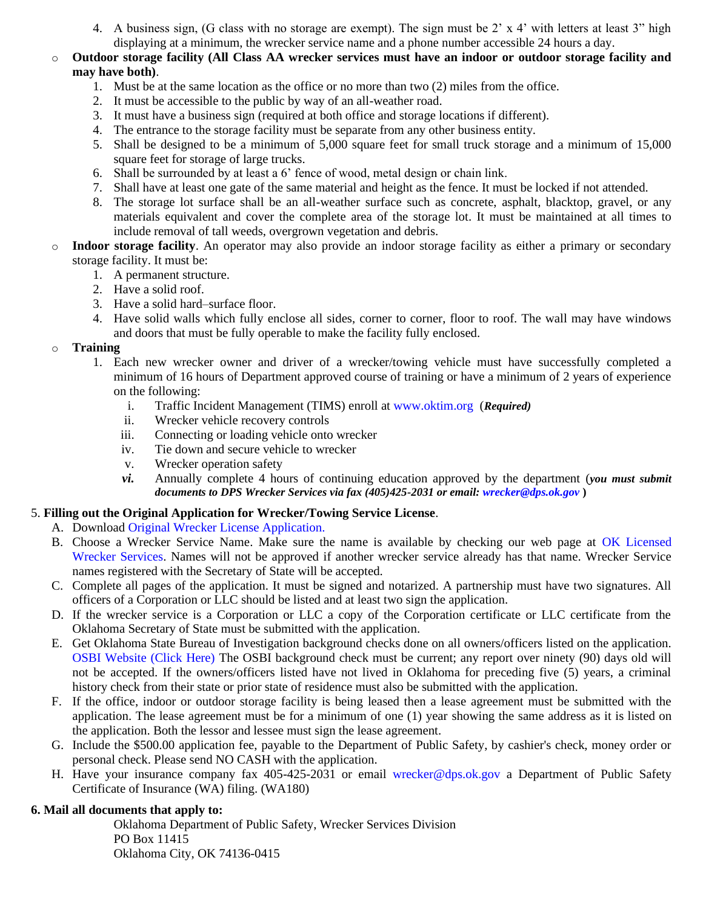4. A business sign, (G class with no storage are exempt). The sign must be 2' x 4' with letters at least 3" high displaying at a minimum, the wrecker service name and a phone number accessible 24 hours a day.

- **Outdoor storage facility (All Class AA wrecker services must have an indoor or outdoor storage facility and may have both)**.
  1. Must be at the same location as the office or no more than two (2) miles from the office.
  2. It must be accessible to the public by way of an all-weather road.
  3. It must have a business sign (required at both office and storage locations if different).
  4. The entrance to the storage facility must be separate from any other business entity.
  5. Shall be designed to be a minimum of 5,000 square feet for small truck storage and a minimum of 15,000 square feet for storage of large trucks.
  6. Shall be surrounded by at least a 6' fence of wood, metal design or chain link.
  7. Shall have at least one gate of the same material and height as the fence. It must be locked if not attended.
  8. The storage lot surface shall be an all-weather surface such as concrete, asphalt, blacktop, gravel, or any materials equivalent and cover the complete area of the storage lot. It must be maintained at all times to include removal of tall weeds, overgrown vegetation and debris.
- **Indoor storage facility**. An operator may also provide an indoor storage facility as either a primary or secondary storage facility. It must be:
  1. A permanent structure.
  2. Have a solid roof.
  3. Have a solid hard–surface floor.
  4. Have solid walls which fully enclose all sides, corner to corner, floor to roof. The wall may have windows and doors that must be fully operable to make the facility fully enclosed.
- **Training**
  1. Each new wrecker owner and driver of a wrecker/towing vehicle must have successfully completed a minimum of 16 hours of Department approved course of training or have a minimum of 2 years of experience on the following:
     i. Traffic Incident Management (TIMS) enroll at www.oktim.org (***Required)***
     ii. Wrecker vehicle recovery controls
     iii. Connecting or loading vehicle onto wrecker
     iv. Tie down and secure vehicle to wrecker
     v. Wrecker operation safety
     ***vi.*** Annually complete 4 hours of continuing education approved by the department (***you must submit documents to DPS Wrecker Services via fax (405)425-2031 or email: wrecker@dps.ok.gov*** **)**

5. **Filling out the Original Application for Wrecker/Towing Service License**.
   A. Download Original Wrecker License Application.
   B. Choose a Wrecker Service Name. Make sure the name is available by checking our web page at OK Licensed Wrecker Services. Names will not be approved if another wrecker service already has that name. Wrecker Service names registered with the Secretary of State will be accepted.
   C. Complete all pages of the application. It must be signed and notarized. A partnership must have two signatures. All officers of a Corporation or LLC should be listed and at least two sign the application.
   D. If the wrecker service is a Corporation or LLC a copy of the Corporation certificate or LLC certificate from the Oklahoma Secretary of State must be submitted with the application.
   E. Get Oklahoma State Bureau of Investigation background checks done on all owners/officers listed on the application. OSBI Website (Click Here) The OSBI background check must be current; any report over ninety (90) days old will not be accepted. If the owners/officers listed have not lived in Oklahoma for preceding five (5) years, a criminal history check from their state or prior state of residence must also be submitted with the application.
   F. If the office, indoor or outdoor storage facility is being leased then a lease agreement must be submitted with the application. The lease agreement must be for a minimum of one (1) year showing the same address as it is listed on the application. Both the lessor and lessee must sign the lease agreement.
   G. Include the $500.00 application fee, payable to the Department of Public Safety, by cashier's check, money order or personal check. Please send NO CASH with the application.
   H. Have your insurance company fax 405-425-2031 or email wrecker@dps.ok.gov a Department of Public Safety Certificate of Insurance (WA) filing. (WA180)

**6. Mail all documents that apply to:**

Oklahoma Department of Public Safety, Wrecker Services Division
PO Box 11415
Oklahoma City, OK 74136-0415